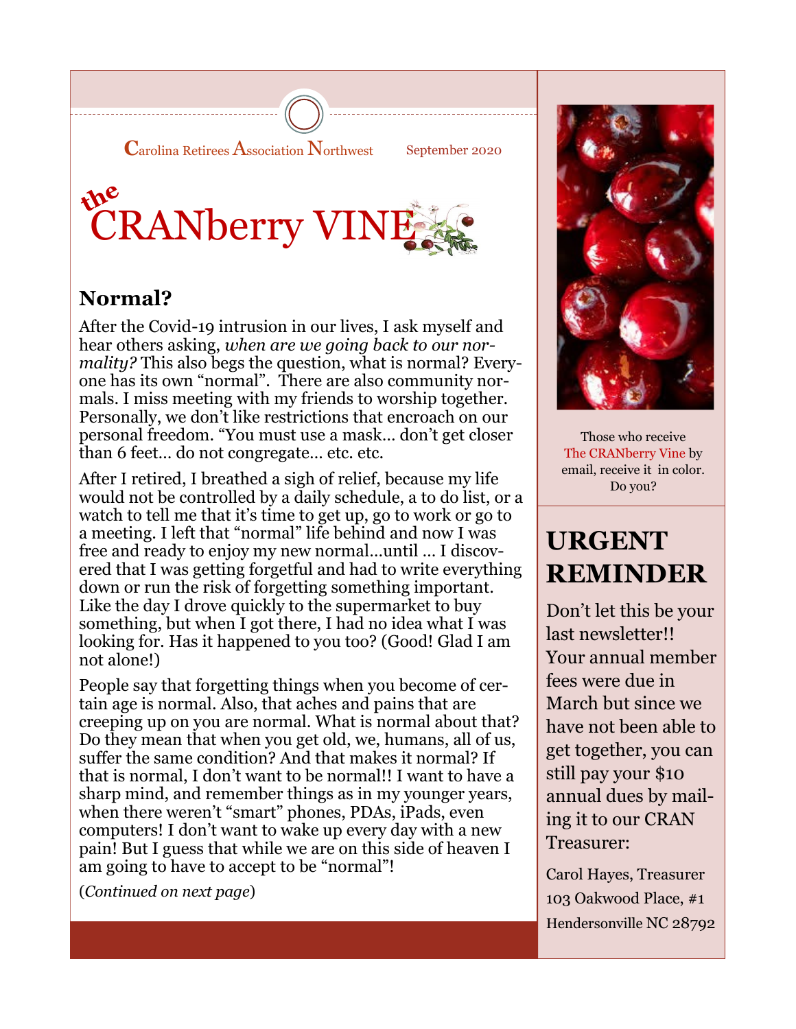Carolina Retirees Association Northwest — September 2020

# the CRANberry VINE

## Normal?

After the Covid-19 intrusion in our lives, I ask myself and hear others asking, *when are we going back to our normality?* This also begs the question, what is normal? Everyone has its own "normal". There are also community normals. I miss meeting with my friends to worship together. Personally, we don't like restrictions that encroach on our personal freedom. "You must use a mask… don't get closer than 6 feet… do not congregate… etc. etc.

After I retired, I breathed a sigh of relief, because my life would not be controlled by a daily schedule, a to do list, or a watch to tell me that it's time to get up, go to work or go to a meeting. I left that "normal" life behind and now I was free and ready to enjoy my new normal…until … I discovered that I was getting forgetful and had to write everything down or run the risk of forgetting something important. Like the day I drove quickly to the supermarket to buy something, but when I got there, I had no idea what I was looking for. Has it happened to you too? (Good! Glad I am not alone!)

People say that forgetting things when you become of certain age is normal. Also, that aches and pains that are creeping up on you are normal. What is normal about that? Do they mean that when you get old, we, humans, all of us, suffer the same condition? And that makes it normal? If that is normal, I don't want to be normal!! I want to have a sharp mind, and remember things as in my younger years, when there weren't "smart" phones, PDAs, iPads, even computers! I don't want to wake up every day with a new pain! But I guess that while we are on this side of heaven I am going to have to accept to be "normal"!

(*Continued on next page*)

Those who receive The CRANberry Vine by email, receive it in color. Do you?

## URGENT REMINDER

Don't let this be your last newsletter!! Your annual member fees were due in March but since we have not been able to get together, you can still pay your $10 annual dues by mailing it to our CRAN Treasurer:

Carol Hayes, Treasurer
103 Oakwood Place, #1
Hendersonville NC 28792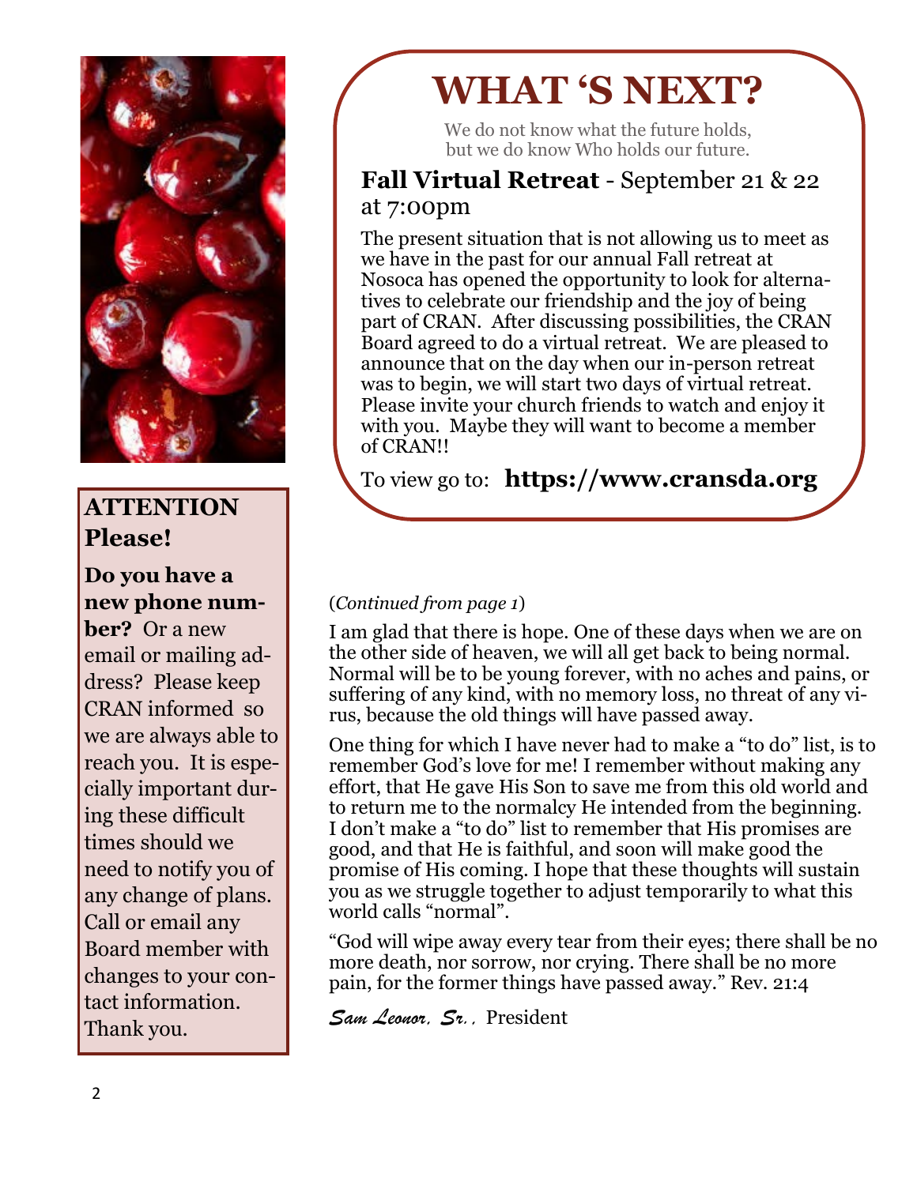# WHAT 'S NEXT?

We do not know what the future holds,
but we do know Who holds our future.

**Fall Virtual Retreat** - September 21 & 22 at 7:00pm

The present situation that is not allowing us to meet as we have in the past for our annual Fall retreat at Nosoca has opened the opportunity to look for alternatives to celebrate our friendship and the joy of being part of CRAN. After discussing possibilities, the CRAN Board agreed to do a virtual retreat. We are pleased to announce that on the day when our in-person retreat was to begin, we will start two days of virtual retreat. Please invite your church friends to watch and enjoy it with you. Maybe they will want to become a member of CRAN!!

To view go to: **https://www.cransda.org**

**ATTENTION Please!**

**Do you have a new phone number?** Or a new email or mailing address? Please keep CRAN informed so we are always able to reach you. It is especially important during these difficult times should we need to notify you of any change of plans. Call or email any Board member with changes to your contact information. Thank you.

(*Continued from page 1*)

I am glad that there is hope. One of these days when we are on the other side of heaven, we will all get back to being normal. Normal will be to be young forever, with no aches and pains, or suffering of any kind, with no memory loss, no threat of any virus, because the old things will have passed away.

One thing for which I have never had to make a "to do" list, is to remember God's love for me! I remember without making any effort, that He gave His Son to save me from this old world and to return me to the normalcy He intended from the beginning. I don't make a "to do" list to remember that His promises are good, and that He is faithful, and soon will make good the promise of His coming. I hope that these thoughts will sustain you as we struggle together to adjust temporarily to what this world calls "normal".

"God will wipe away every tear from their eyes; there shall be no more death, nor sorrow, nor crying. There shall be no more pain, for the former things have passed away." Rev. 21:4

*Sam Leonor, Sr.*, President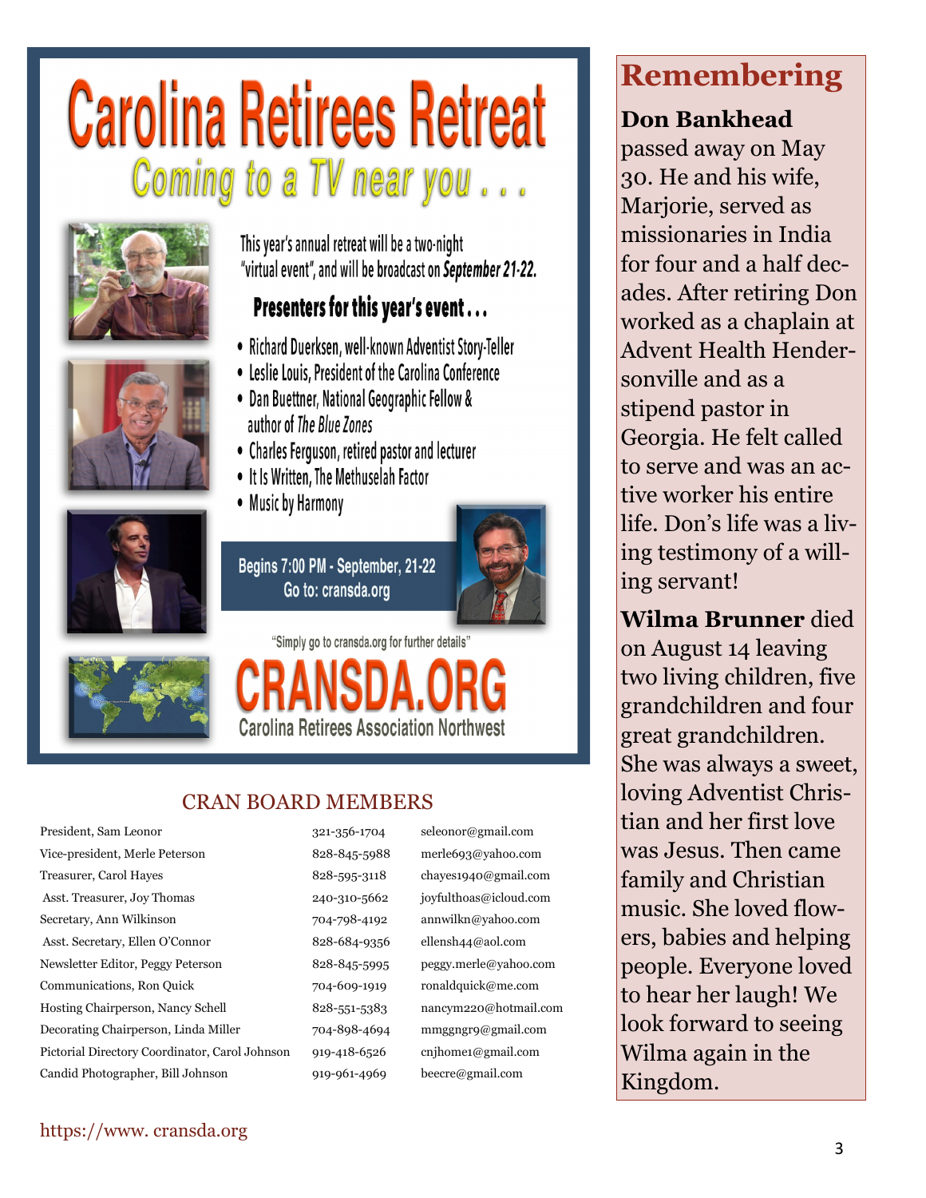# Carolina Retirees Retreat

## *Coming to a TV near you . . .*

This year's annual retreat will be a two-night "virtual event", and will be broadcast on ***September 21-22.***

**Presenters for this year's event . . .**

- Richard Duerksen, well-known Adventist Story-Teller
- Leslie Louis, President of the Carolina Conference
- Dan Buettner, National Geographic Fellow & author of *The Blue Zones*
- Charles Ferguson, retired pastor and lecturer
- It Is Written, The Methuselah Factor
- Music by Harmony

Begins 7:00 PM - September, 21-22
Go to: cransda.org

"Simply go to cransda.org for further details"

**CRANSDA.ORG**
Carolina Retirees Association Northwest

## CRAN BOARD MEMBERS

| | | |
|---|---|---|
| President, Sam Leonor | 321-356-1704 | seleonor@gmail.com |
| Vice-president, Merle Peterson | 828-845-5988 | merle693@yahoo.com |
| Treasurer, Carol Hayes | 828-595-3118 | chayes1940@gmail.com |
| Asst. Treasurer, Joy Thomas | 240-310-5662 | joyfulthoas@icloud.com |
| Secretary, Ann Wilkinson | 704-798-4192 | annwilkn@yahoo.com |
| Asst. Secretary, Ellen O'Connor | 828-684-9356 | ellensh44@aol.com |
| Newsletter Editor, Peggy Peterson | 828-845-5995 | peggy.merle@yahoo.com |
| Communications, Ron Quick | 704-609-1919 | ronaldquick@me.com |
| Hosting Chairperson, Nancy Schell | 828-551-5383 | nancym220@hotmail.com |
| Decorating Chairperson, Linda Miller | 704-898-4694 | mmggngr9@gmail.com |
| Pictorial Directory Coordinator, Carol Johnson | 919-418-6526 | cnjhome1@gmail.com |
| Candid Photographer, Bill Johnson | 919-961-4969 | beecre@gmail.com |

https://www. cransda.org

## Remembering

**Don Bankhead** passed away on May 30. He and his wife, Marjorie, served as missionaries in India for four and a half decades. After retiring Don worked as a chaplain at Advent Health Hendersonville and as a stipend pastor in Georgia. He felt called to serve and was an active worker his entire life. Don's life was a living testimony of a willing servant!

**Wilma Brunner** died on August 14 leaving two living children, five grandchildren and four great grandchildren. She was always a sweet, loving Adventist Christian and her first love was Jesus. Then came family and Christian music. She loved flowers, babies and helping people. Everyone loved to hear her laugh! We look forward to seeing Wilma again in the Kingdom.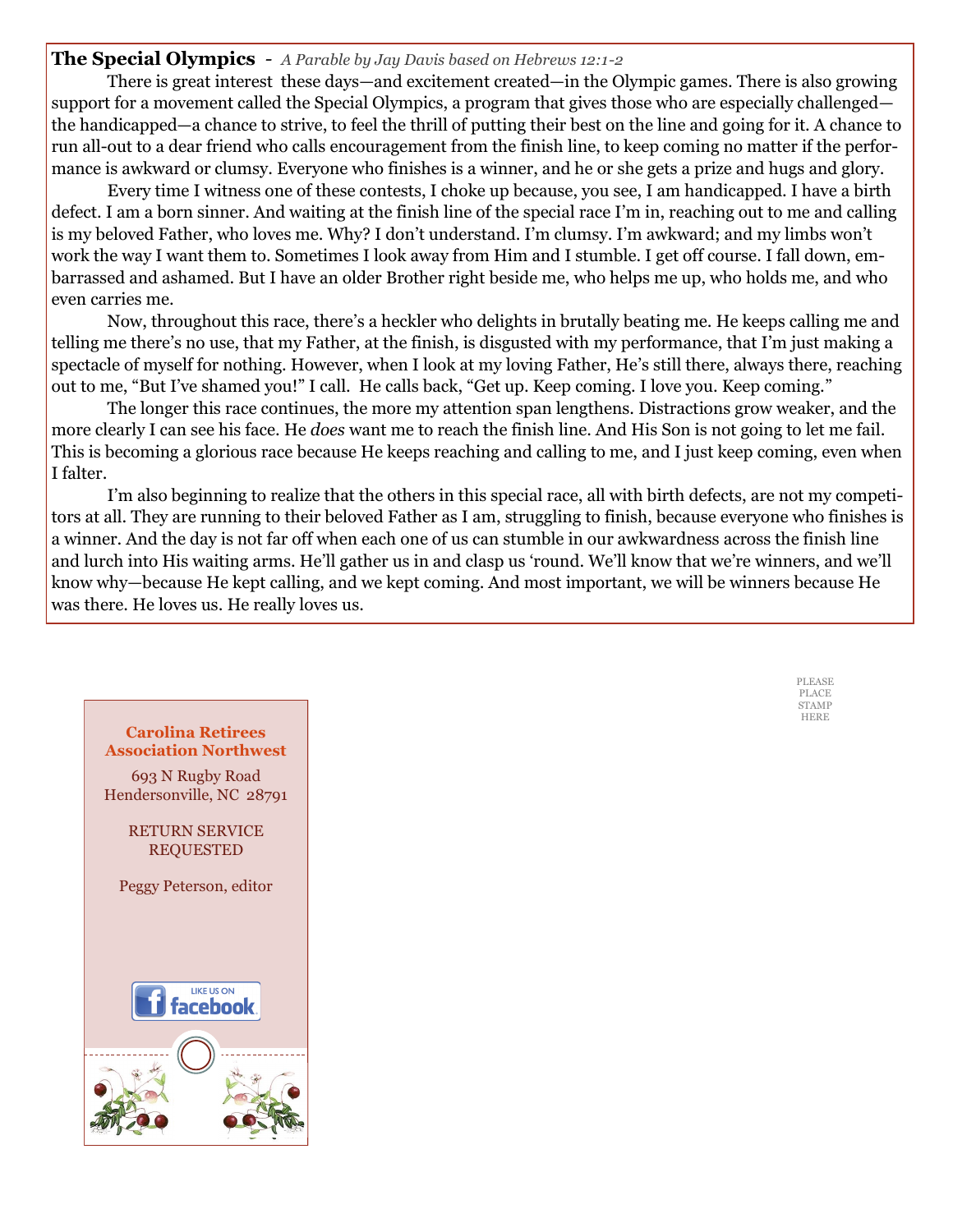**The Special Olympics** - *A Parable by Jay Davis based on Hebrews 12:1-2*

There is great interest these days—and excitement created—in the Olympic games. There is also growing support for a movement called the Special Olympics, a program that gives those who are especially challenged—the handicapped—a chance to strive, to feel the thrill of putting their best on the line and going for it. A chance to run all-out to a dear friend who calls encouragement from the finish line, to keep coming no matter if the performance is awkward or clumsy. Everyone who finishes is a winner, and he or she gets a prize and hugs and glory.

Every time I witness one of these contests, I choke up because, you see, I am handicapped. I have a birth defect. I am a born sinner. And waiting at the finish line of the special race I'm in, reaching out to me and calling is my beloved Father, who loves me. Why? I don't understand. I'm clumsy. I'm awkward; and my limbs won't work the way I want them to. Sometimes I look away from Him and I stumble. I get off course. I fall down, embarrassed and ashamed. But I have an older Brother right beside me, who helps me up, who holds me, and who even carries me.

Now, throughout this race, there's a heckler who delights in brutally beating me. He keeps calling me and telling me there's no use, that my Father, at the finish, is disgusted with my performance, that I'm just making a spectacle of myself for nothing. However, when I look at my loving Father, He's still there, always there, reaching out to me, "But I've shamed you!" I call. He calls back, "Get up. Keep coming. I love you. Keep coming."

The longer this race continues, the more my attention span lengthens. Distractions grow weaker, and the more clearly I can see his face. He *does* want me to reach the finish line. And His Son is not going to let me fail. This is becoming a glorious race because He keeps reaching and calling to me, and I just keep coming, even when I falter.

I'm also beginning to realize that the others in this special race, all with birth defects, are not my competitors at all. They are running to their beloved Father as I am, struggling to finish, because everyone who finishes is a winner. And the day is not far off when each one of us can stumble in our awkwardness across the finish line and lurch into His waiting arms. He'll gather us in and clasp us 'round. We'll know that we're winners, and we'll know why—because He kept calling, and we kept coming. And most important, we will be winners because He was there. He loves us. He really loves us.

**Carolina Retirees Association Northwest**

693 N Rugby Road
Hendersonville, NC 28791

RETURN SERVICE REQUESTED

Peggy Peterson, editor

LIKE US ON facebook

PLEASE PLACE STAMP HERE